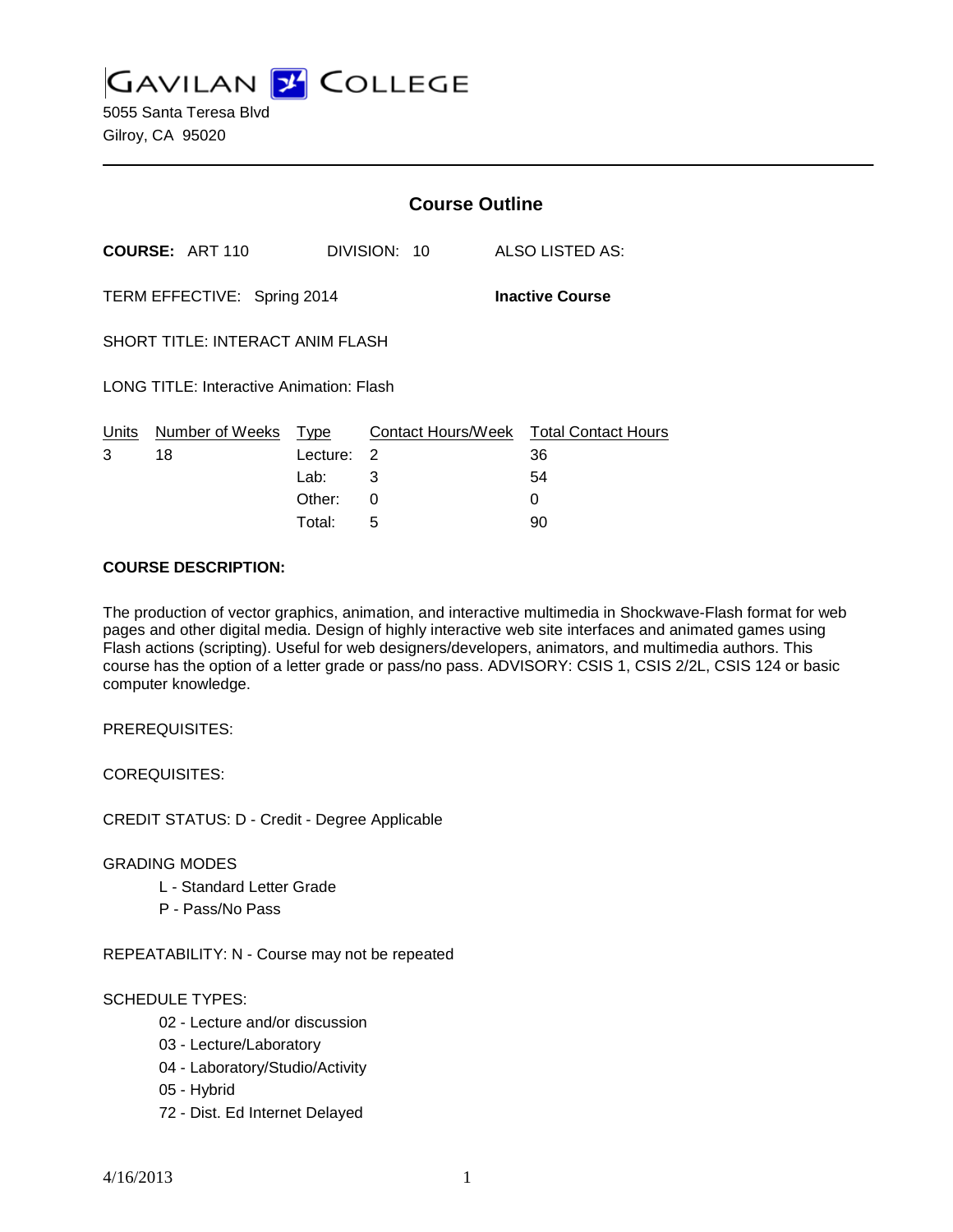# GAVILAN COLLEGE

5055 Santa Teresa Blvd
Gilroy, CA 95020

---

## Course Outline

**COURSE:** ART 110 DIVISION: 10 ALSO LISTED AS:

TERM EFFECTIVE: Spring 2014 **Inactive Course**

SHORT TITLE: INTERACT ANIM FLASH

LONG TITLE: Interactive Animation: Flash

| Units | Number of Weeks | Type | Contact Hours/Week | Total Contact Hours |
|---|---|---|---|---|
| 3 | 18 | Lecture: | 2 | 36 |
| | | Lab: | 3 | 54 |
| | | Other: | 0 | 0 |
| | | Total: | 5 | 90 |

**COURSE DESCRIPTION:**

The production of vector graphics, animation, and interactive multimedia in Shockwave-Flash format for web pages and other digital media. Design of highly interactive web site interfaces and animated games using Flash actions (scripting). Useful for web designers/developers, animators, and multimedia authors. This course has the option of a letter grade or pass/no pass. ADVISORY: CSIS 1, CSIS 2/2L, CSIS 124 or basic computer knowledge.

PREREQUISITES:

COREQUISITES:

CREDIT STATUS: D - Credit - Degree Applicable

GRADING MODES

- L - Standard Letter Grade
- P - Pass/No Pass

REPEATABILITY: N - Course may not be repeated

SCHEDULE TYPES:

- 02 - Lecture and/or discussion
- 03 - Lecture/Laboratory
- 04 - Laboratory/Studio/Activity
- 05 - Hybrid
- 72 - Dist. Ed Internet Delayed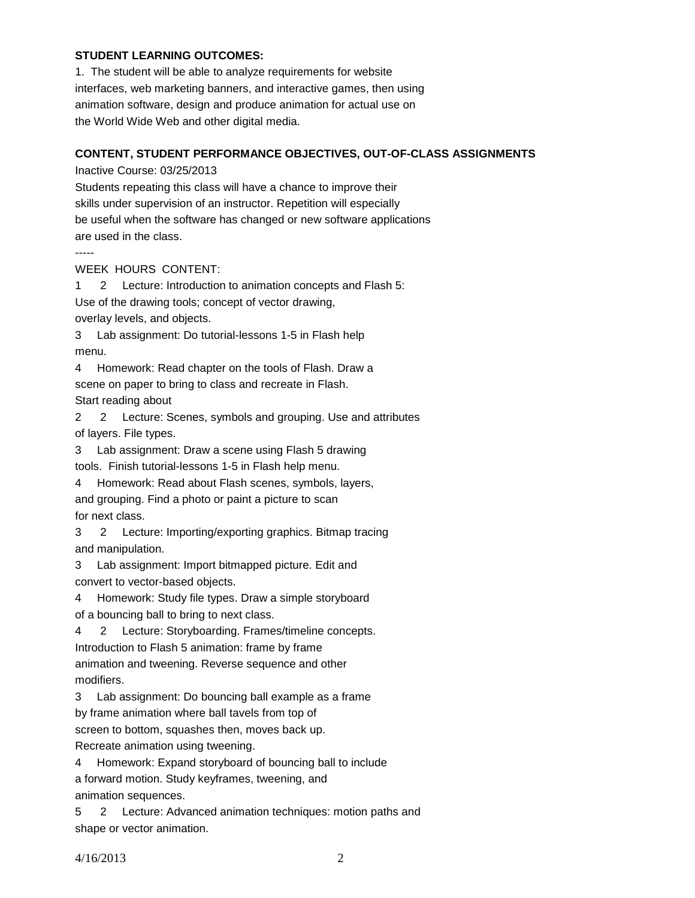**STUDENT LEARNING OUTCOMES:**

1. The student will be able to analyze requirements for website interfaces, web marketing banners, and interactive games, then using animation software, design and produce animation for actual use on the World Wide Web and other digital media.

**CONTENT, STUDENT PERFORMANCE OBJECTIVES, OUT-OF-CLASS ASSIGNMENTS**

Inactive Course: 03/25/2013

Students repeating this class will have a chance to improve their skills under supervision of an instructor. Repetition will especially be useful when the software has changed or new software applications are used in the class.

-----

WEEK HOURS CONTENT:

1 2 Lecture: Introduction to animation concepts and Flash 5: Use of the drawing tools; concept of vector drawing, overlay levels, and objects.

3 Lab assignment: Do tutorial-lessons 1-5 in Flash help menu.

4 Homework: Read chapter on the tools of Flash. Draw a scene on paper to bring to class and recreate in Flash. Start reading about

2 2 Lecture: Scenes, symbols and grouping. Use and attributes of layers. File types.

3 Lab assignment: Draw a scene using Flash 5 drawing tools. Finish tutorial-lessons 1-5 in Flash help menu.

4 Homework: Read about Flash scenes, symbols, layers, and grouping. Find a photo or paint a picture to scan for next class.

3 2 Lecture: Importing/exporting graphics. Bitmap tracing and manipulation.

3 Lab assignment: Import bitmapped picture. Edit and convert to vector-based objects.

4 Homework: Study file types. Draw a simple storyboard of a bouncing ball to bring to next class.

4 2 Lecture: Storyboarding. Frames/timeline concepts. Introduction to Flash 5 animation: frame by frame animation and tweening. Reverse sequence and other modifiers.

3 Lab assignment: Do bouncing ball example as a frame by frame animation where ball tavels from top of screen to bottom, squashes then, moves back up. Recreate animation using tweening.

4 Homework: Expand storyboard of bouncing ball to include a forward motion. Study keyframes, tweening, and animation sequences.

5 2 Lecture: Advanced animation techniques: motion paths and shape or vector animation.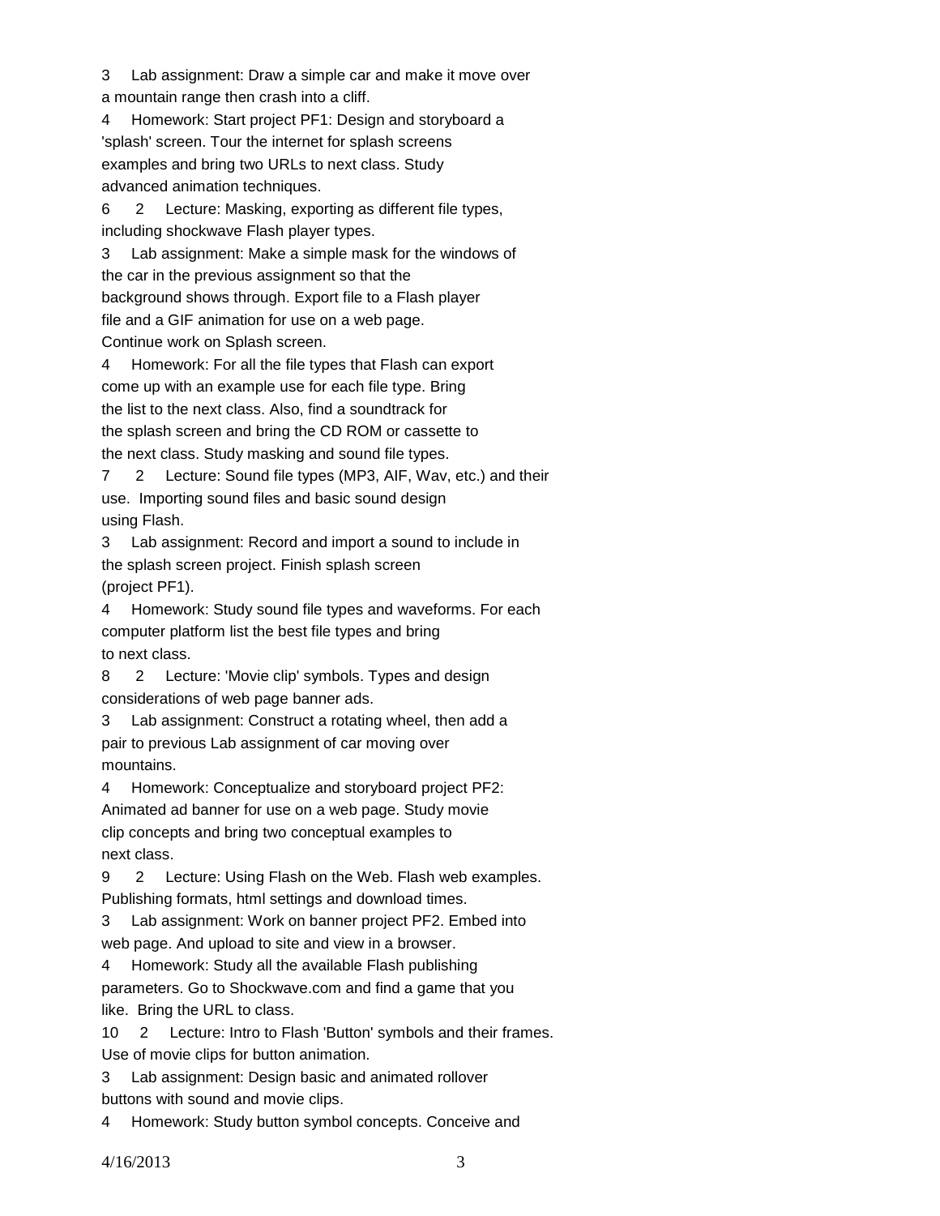3 Lab assignment: Draw a simple car and make it move over a mountain range then crash into a cliff.

4 Homework: Start project PF1: Design and storyboard a 'splash' screen. Tour the internet for splash screens examples and bring two URLs to next class. Study advanced animation techniques.

6 2 Lecture: Masking, exporting as different file types, including shockwave Flash player types.

3 Lab assignment: Make a simple mask for the windows of the car in the previous assignment so that the background shows through. Export file to a Flash player file and a GIF animation for use on a web page. Continue work on Splash screen.

4 Homework: For all the file types that Flash can export come up with an example use for each file type. Bring the list to the next class. Also, find a soundtrack for the splash screen and bring the CD ROM or cassette to the next class. Study masking and sound file types.

7 2 Lecture: Sound file types (MP3, AIF, Wav, etc.) and their use. Importing sound files and basic sound design using Flash.

3 Lab assignment: Record and import a sound to include in the splash screen project. Finish splash screen (project PF1).

4 Homework: Study sound file types and waveforms. For each computer platform list the best file types and bring to next class.

8 2 Lecture: 'Movie clip' symbols. Types and design considerations of web page banner ads.

3 Lab assignment: Construct a rotating wheel, then add a pair to previous Lab assignment of car moving over mountains.

4 Homework: Conceptualize and storyboard project PF2: Animated ad banner for use on a web page. Study movie clip concepts and bring two conceptual examples to next class.

9 2 Lecture: Using Flash on the Web. Flash web examples. Publishing formats, html settings and download times.

3 Lab assignment: Work on banner project PF2. Embed into web page. And upload to site and view in a browser.

4 Homework: Study all the available Flash publishing parameters. Go to Shockwave.com and find a game that you like. Bring the URL to class.

10 2 Lecture: Intro to Flash 'Button' symbols and their frames. Use of movie clips for button animation.

3 Lab assignment: Design basic and animated rollover buttons with sound and movie clips.

4 Homework: Study button symbol concepts. Conceive and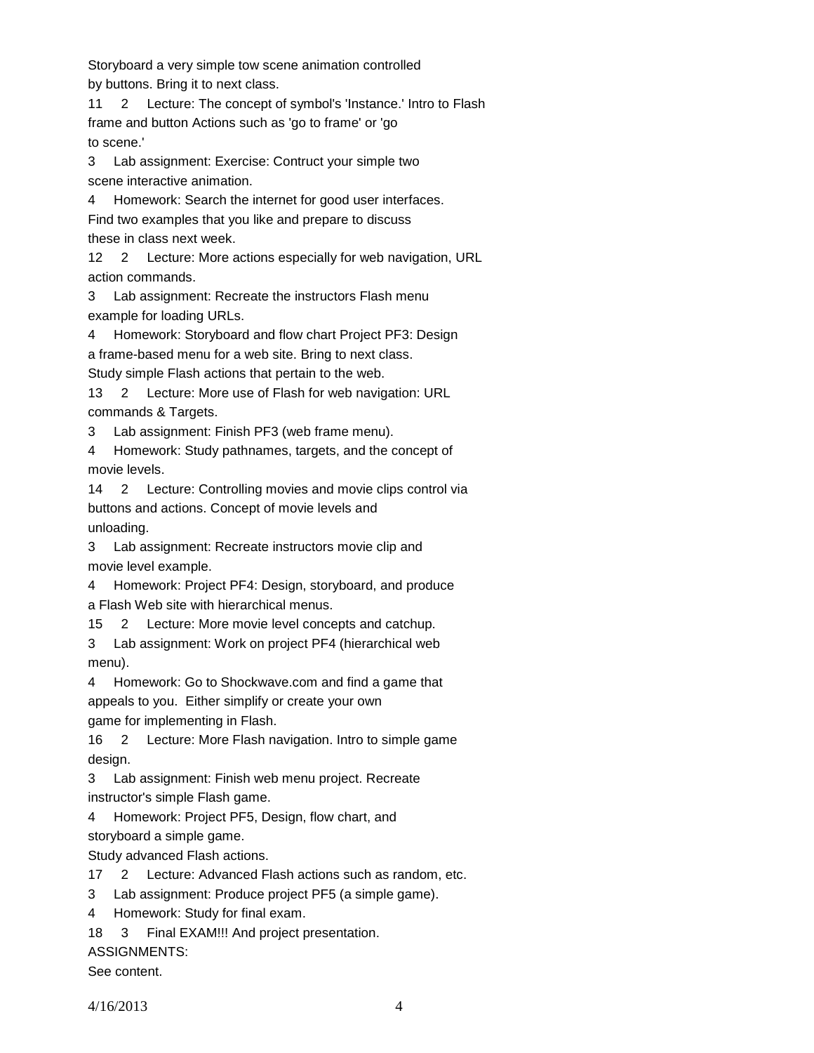Storyboard a very simple tow scene animation controlled by buttons. Bring it to next class.

11 2 Lecture: The concept of symbol's 'Instance.' Intro to Flash frame and button Actions such as 'go to frame' or 'go to scene.'

3 Lab assignment: Exercise: Contruct your simple two scene interactive animation.

4 Homework: Search the internet for good user interfaces. Find two examples that you like and prepare to discuss these in class next week.

12 2 Lecture: More actions especially for web navigation, URL action commands.

3 Lab assignment: Recreate the instructors Flash menu example for loading URLs.

4 Homework: Storyboard and flow chart Project PF3: Design a frame-based menu for a web site. Bring to next class. Study simple Flash actions that pertain to the web.

13 2 Lecture: More use of Flash for web navigation: URL commands & Targets.

3 Lab assignment: Finish PF3 (web frame menu).

4 Homework: Study pathnames, targets, and the concept of movie levels.

14 2 Lecture: Controlling movies and movie clips control via buttons and actions. Concept of movie levels and unloading.

3 Lab assignment: Recreate instructors movie clip and movie level example.

4 Homework: Project PF4: Design, storyboard, and produce a Flash Web site with hierarchical menus.

15 2 Lecture: More movie level concepts and catchup.

3 Lab assignment: Work on project PF4 (hierarchical web menu).

4 Homework: Go to Shockwave.com and find a game that appeals to you. Either simplify or create your own game for implementing in Flash.

16 2 Lecture: More Flash navigation. Intro to simple game design.

3 Lab assignment: Finish web menu project. Recreate instructor's simple Flash game.

4 Homework: Project PF5, Design, flow chart, and storyboard a simple game. Study advanced Flash actions.

17 2 Lecture: Advanced Flash actions such as random, etc.

3 Lab assignment: Produce project PF5 (a simple game).

4 Homework: Study for final exam.

18 3 Final EXAM!!! And project presentation.

ASSIGNMENTS:

See content.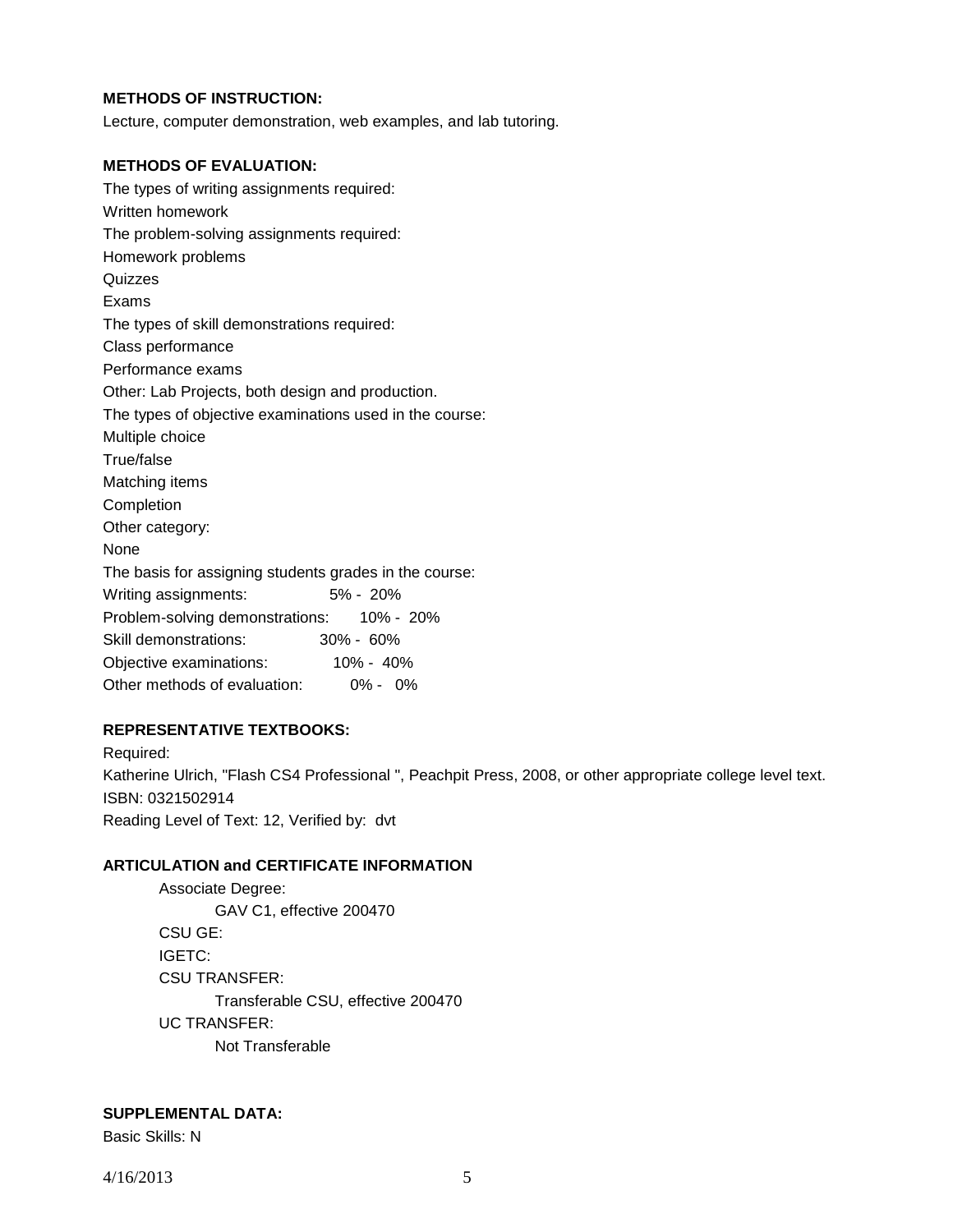**METHODS OF INSTRUCTION:**

Lecture, computer demonstration, web examples, and lab tutoring.

**METHODS OF EVALUATION:**

The types of writing assignments required:
Written homework
The problem-solving assignments required:
Homework problems
Quizzes
Exams
The types of skill demonstrations required:
Class performance
Performance exams
Other: Lab Projects, both design and production.
The types of objective examinations used in the course:
Multiple choice
True/false
Matching items
Completion
Other category:
None
The basis for assigning students grades in the course:
Writing assignments: 5% - 20%
Problem-solving demonstrations: 10% - 20%
Skill demonstrations: 30% - 60%
Objective examinations: 10% - 40%
Other methods of evaluation: 0% - 0%

**REPRESENTATIVE TEXTBOOKS:**

Required:
Katherine Ulrich, "Flash CS4 Professional ", Peachpit Press, 2008, or other appropriate college level text.
ISBN: 0321502914
Reading Level of Text: 12, Verified by: dvt

**ARTICULATION and CERTIFICATE INFORMATION**

Associate Degree:
GAV C1, effective 200470
CSU GE:
IGETC:
CSU TRANSFER:
Transferable CSU, effective 200470
UC TRANSFER:
Not Transferable

**SUPPLEMENTAL DATA:**

Basic Skills: N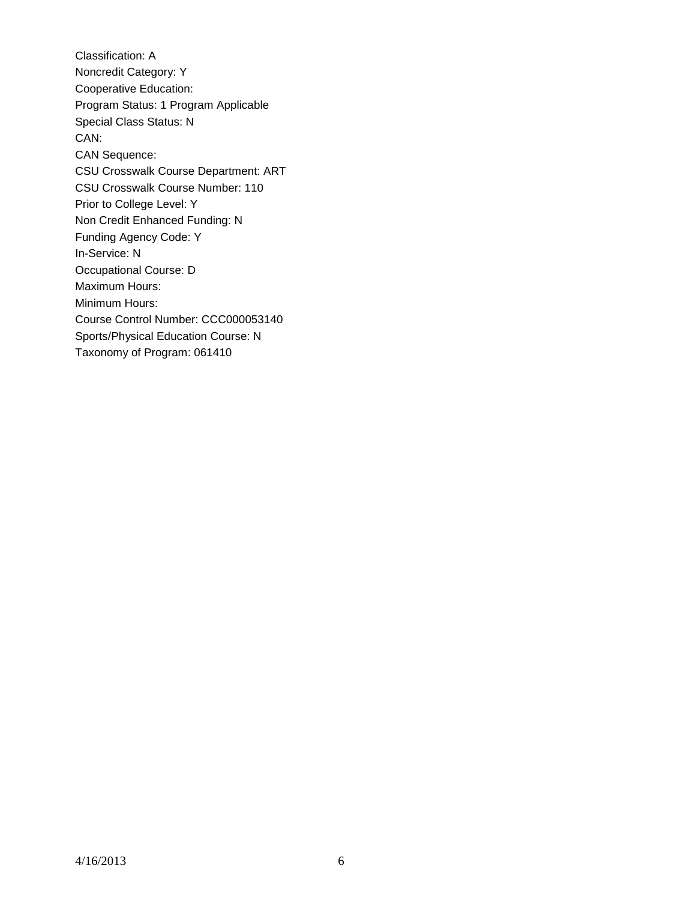Classification: A
Noncredit Category: Y
Cooperative Education:
Program Status: 1 Program Applicable
Special Class Status: N
CAN:
CAN Sequence:
CSU Crosswalk Course Department: ART
CSU Crosswalk Course Number: 110
Prior to College Level: Y
Non Credit Enhanced Funding: N
Funding Agency Code: Y
In-Service: N
Occupational Course: D
Maximum Hours:
Minimum Hours:
Course Control Number: CCC000053140
Sports/Physical Education Course: N
Taxonomy of Program: 061410